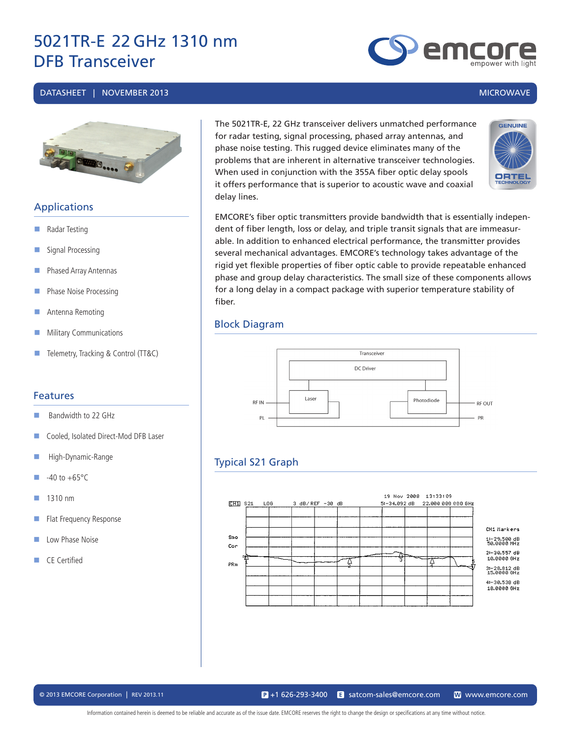# 5021TR-E 22 GHz 1310 nm DFB Transceiver

DATASHEET | NOVEMBER 2013 MICROWAVE

The 5021TR-E, 22 GHz transceiver delivers unmatched performance for radar testing, signal processing, phased array antennas, and phase noise testing. This rugged device eliminates many of the problems that are inherent in alternative transceiver technologies. When used in conjunction with the 355A fiber optic delay spools it offers performance that is superior to acoustic wave and coaxial delay lines.

EMCORE's fiber optic transmitters provide bandwidth that is essentially independent of fiber length, loss or delay, and triple transit signals that are immeasurable. In addition to enhanced electrical performance, the transmitter provides several mechanical advantages. EMCORE's technology takes advantage of the rigid yet flexible properties of fiber optic cable to provide repeatable enhanced phase and group delay characteristics. The small size of these components allows for a long delay in a compact package with superior temperature stability of fiber.

## Applications

- Radar Testing
- Signal Processing
- Phased Array Antennas
- Phase Noise Processing
- Antenna Remoting
- Military Communications
- Telemetry, Tracking & Control (TT&C)

## Features

- Bandwidth to 22 GHz
- Cooled, Isolated Direct-Mod DFB Laser
- High-Dynamic-Range
- -40 to +65°C
- 1310 nm
- Flat Frequency Response
- Low Phase Noise
- CE Certified

## Block Diagram

Transceiver

DC Driver

Laser — Photodiode

RF IN, PL, RF OUT, PR

## Typical S21 Graph

19 Nov 2008 13:33:09

CH1 S21 LOG 3 dB/ REF -30 dB 5:-34.092 dB 22.000 000 000 GHz

CH1 Markers

1:-29.500 dB 50.0000 MHz

2:-30.557 dB 10.0000 GHz

3:-28.812 dB 15.0000 GHz

4:-30.538 dB 18.0000 GHz

© 2013 EMCORE Corporation | REV 2013.11

P +1 626-293-3400 E satcom-sales@emcore.com W www.emcore.com

Information contained herein is deemed to be reliable and accurate as of the issue date. EMCORE reserves the right to change the design or specifications at any time without notice.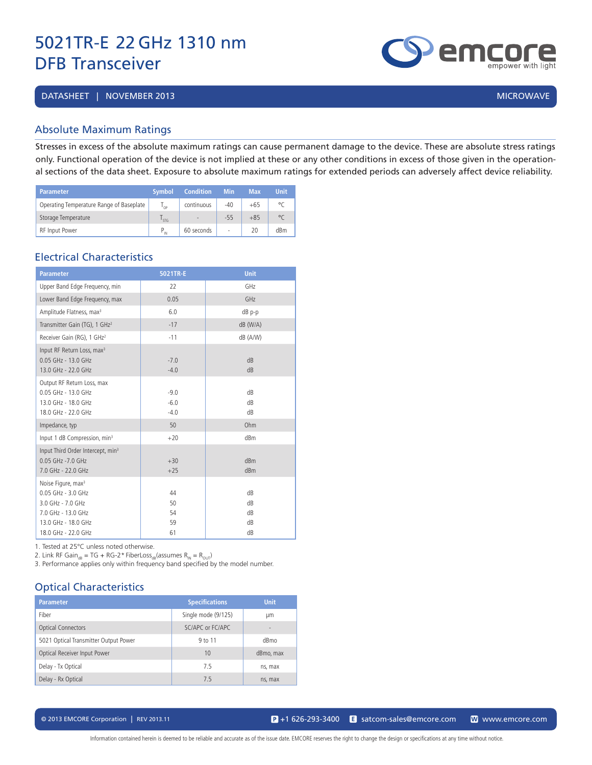# 5021TR-E 22 GHz 1310 nm DFB Transceiver

DATASHEET | NOVEMBER 2013 MICROWAVE

## Absolute Maximum Ratings

Stresses in excess of the absolute maximum ratings can cause permanent damage to the device. These are absolute stress ratings only. Functional operation of the device is not implied at these or any other conditions in excess of those given in the operational sections of the data sheet. Exposure to absolute maximum ratings for extended periods can adversely affect device reliability.

| Parameter | Symbol | Condition | Min | Max | Unit |
|---|---|---|---|---|---|
| Operating Temperature Range of Baseplate | $T_{OP}$ | continuous | -40 | +65 | °C |
| Storage Temperature | $T_{STG}$ | - | -55 | +85 | °C |
| RF Input Power | $P_{IN}$ | 60 seconds | - | 20 | dBm |

## Electrical Characteristics

| Parameter | 5021TR-E | Unit |
|---|---|---|
| Upper Band Edge Frequency, min | 22 | GHz |
| Lower Band Edge Frequency, max | 0.05 | GHz |
| Amplitude Flatness, max[3] | 6.0 | dB p-p |
| Transmitter Gain (TG), 1 GHz[2] | -17 | dB (W/A) |
| Receiver Gain (RG), 1 GHz[2] | -11 | dB (A/W) |
| Input RF Return Loss, max[3] | | |
| 0.05 GHz - 13.0 GHz | -7.0 | dB |
| 13.0 GHz - 22.0 GHz | -4.0 | dB |
| Output RF Return Loss, max | | |
| 0.05 GHz - 13.0 GHz | -9.0 | dB |
| 13.0 GHz - 18.0 GHz | -6.0 | dB |
| 18.0 GHz - 22.0 GHz | -4.0 | dB |
| Impedance, typ | 50 | Ohm |
| Input 1 dB Compression, min[3] | +20 | dBm |
| Input Third Order Intercept, min[3] | | |
| 0.05 GHz -7.0 GHz | +30 | dBm |
| 7.0 GHz - 22.0 GHz | +25 | dBm |
| Noise Figure, max[3] | | |
| 0.05 GHz - 3.0 GHz | 44 | dB |
| 3.0 GHz - 7.0 GHz | 50 | dB |
| 7.0 GHz - 13.0 GHz | 54 | dB |
| 13.0 GHz - 18.0 GHz | 59 | dB |
| 18.0 GHz - 22.0 GHz | 61 | dB |

1. Tested at 25°C unless noted otherwise.
2. Link RF $Gain_{dB}$ = TG + RG-2* $FiberLoss_{dB}$(assumes $R_{IN} = R_{OUT}$)
3. Performance applies only within frequency band specified by the model number.

## Optical Characteristics

| Parameter | Specifications | Unit |
|---|---|---|
| Fiber | Single mode (9/125) | μm |
| Optical Connectors | SC/APC or FC/APC | - |
| 5021 Optical Transmitter Output Power | 9 to 11 | dBmo |
| Optical Receiver Input Power | 10 | dBmo, max |
| Delay - Tx Optical | 7.5 | ns, max |
| Delay - Rx Optical | 7.5 | ns, max |

© 2013 EMCORE Corporation | REV 2013.11 P +1 626-293-3400 E satcom-sales@emcore.com W www.emcore.com

Information contained herein is deemed to be reliable and accurate as of the issue date. EMCORE reserves the right to change the design or specifications at any time without notice.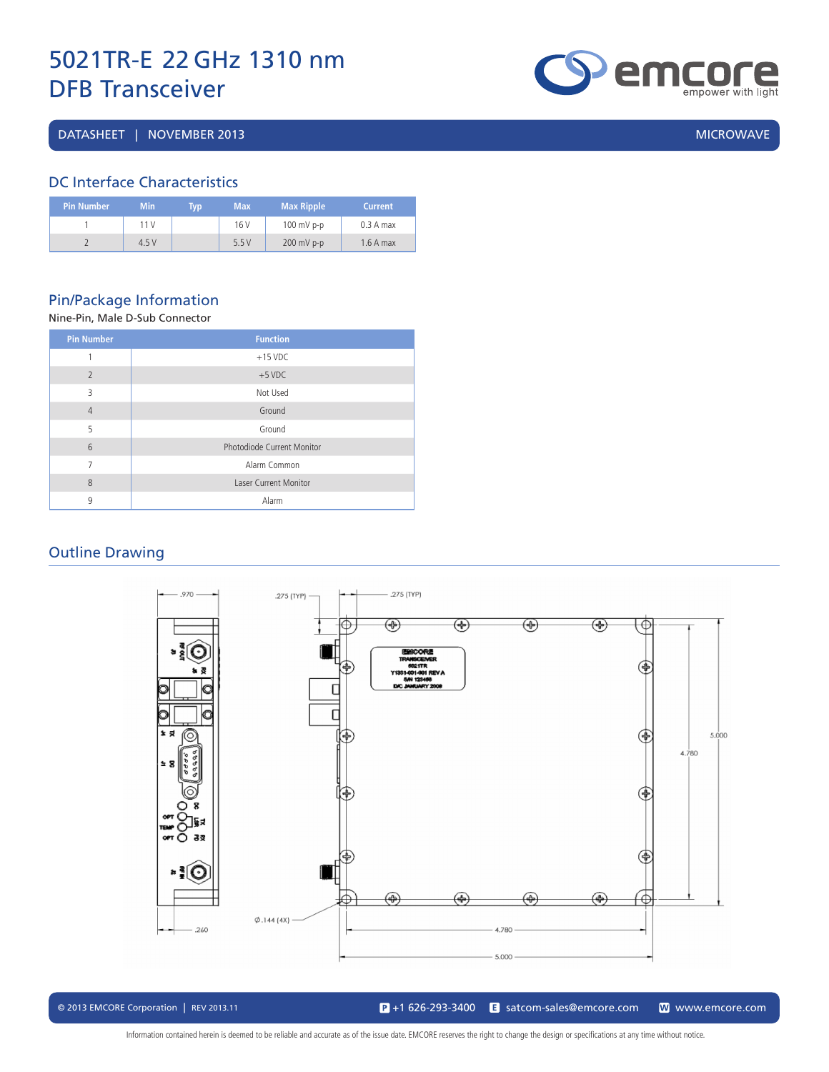# 5021TR-E 22 GHz 1310 nm DFB Transceiver

DATASHEET | NOVEMBER 2013 MICROWAVE

## DC Interface Characteristics

| Pin Number | Min | Typ | Max | Max Ripple | Current |
|---|---|---|---|---|---|
| 1 | 11 V | | 16 V | 100 mV p-p | 0.3 A max |
| 2 | 4.5 V | | 5.5 V | 200 mV p-p | 1.6 A max |

## Pin/Package Information

Nine-Pin, Male D-Sub Connector

| Pin Number | Function |
|---|---|
| 1 | +15 VDC |
| 2 | +5 VDC |
| 3 | Not Used |
| 4 | Ground |
| 5 | Ground |
| 6 | Photodiode Current Monitor |
| 7 | Alarm Common |
| 8 | Laser Current Monitor |
| 9 | Alarm |

## Outline Drawing

.970 .275 (TYP) .275 (TYP)

EMCORE TRANSCEIVER 5021TR Y1301-001-001 REV A S/N 123456 D/C JANUARY 2009

5.000 4.780 .260 Ø.144 (4X) 4.780 5.000

© 2013 EMCORE Corporation | REV 2013.11 +1 626-293-3400 satcom-sales@emcore.com www.emcore.com

Information contained herein is deemed to be reliable and accurate as of the issue date. EMCORE reserves the right to change the design or specifications at any time without notice.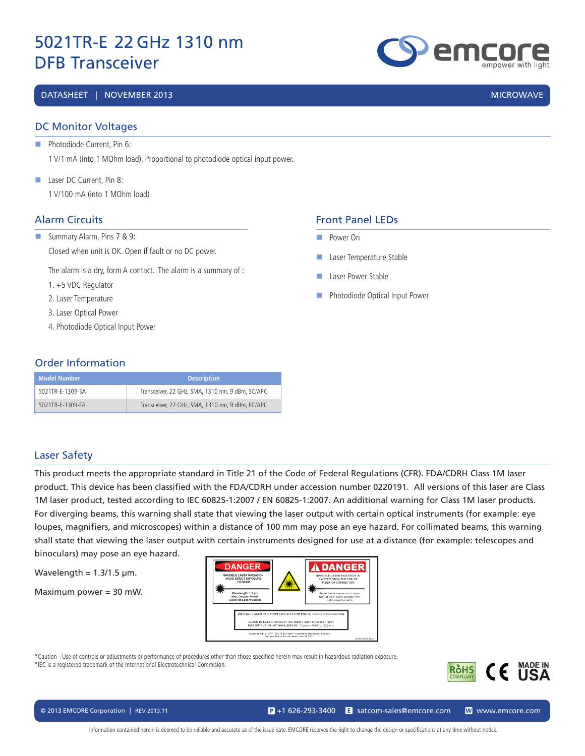# 5021TR-E 22 GHz 1310 nm DFB Transceiver

DATASHEET | NOVEMBER 2013 MICROWAVE

## DC Monitor Voltages

- Photodiode Current, Pin 6:

  1 V/1 mA (into 1 MOhm load). Proportional to photodiode optical input power.

- Laser DC Current, Pin 8:

  1 V/100 mA (into 1 MOhm load)

## Alarm Circuits

- Summary Alarm, Pins 7 & 9:

  Closed when unit is OK. Open if fault or no DC power.

  The alarm is a dry, form A contact. The alarm is a summary of :

  1. +5 VDC Regulator
  2. Laser Temperature
  3. Laser Optical Power
  4. Photodiode Optical Input Power

## Front Panel LEDs

- Power On
- Laser Temperature Stable
- Laser Power Stable
- Photodiode Optical Input Power

## Order Information

| Model Number | Description |
|---|---|
| 5021TR-E-1309-SA | Transceiver, 22 GHz, SMA, 1310 nm, 9 dBm, SC/APC |
| 5021TR-E-1309-FA | Transceiver, 22 GHz, SMA, 1310 nm, 9 dBm, FC/APC |

## Laser Safety

This product meets the appropriate standard in Title 21 of the Code of Federal Regulations (CFR). FDA/CDRH Class 1M laser product. This device has been classified with the FDA/CDRH under accession number 0220191. All versions of this laser are Class 1M laser product, tested according to IEC 60825-1:2007 / EN 60825-1:2007. An additional warning for Class 1M laser products. For diverging beams, this warning shall state that viewing the laser output with certain optical instruments (for example: eye loupes, magnifiers, and microscopes) within a distance of 100 mm may pose an eye hazard. For collimated beams, this warning shall state that viewing the laser output with certain instruments designed for use at a distance (for example: telescopes and binoculars) may pose an eye hazard.

Wavelength = 1.3/1.5 µm.

Maximum power = 30 mW.

*Caution - Use of controls or adjustments or performance of procedures other than those specified herein may result in hazardous radiation exposure.
*IEC is a registered trademark of the International Electrotechnical Commision.

© 2013 EMCORE Corporation | REV 2013.11 | +1 626-293-3400 | satcom-sales@emcore.com | www.emcore.com

Information contained herein is deemed to be reliable and accurate as of the issue date. EMCORE reserves the right to change the design or specifications at any time without notice.